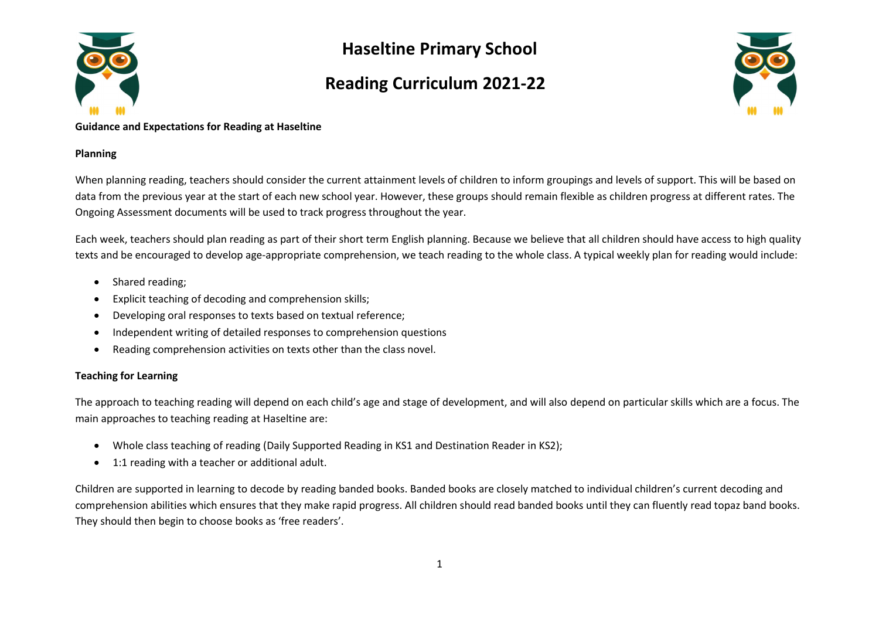# Haseltine Primary School

## Reading Curriculum 2021-22

**Guidance and Expectations for Reading at Haseltine**

**Planning**

When planning reading, teachers should consider the current attainment levels of children to inform groupings and levels of support. This will be based on data from the previous year at the start of each new school year. However, these groups should remain flexible as children progress at different rates. The Ongoing Assessment documents will be used to track progress throughout the year.

Each week, teachers should plan reading as part of their short term English planning. Because we believe that all children should have access to high quality texts and be encouraged to develop age-appropriate comprehension, we teach reading to the whole class. A typical weekly plan for reading would include:

- Shared reading;
- Explicit teaching of decoding and comprehension skills;
- Developing oral responses to texts based on textual reference;
- Independent writing of detailed responses to comprehension questions
- Reading comprehension activities on texts other than the class novel.

**Teaching for Learning**

The approach to teaching reading will depend on each child's age and stage of development, and will also depend on particular skills which are a focus. The main approaches to teaching reading at Haseltine are:

- Whole class teaching of reading (Daily Supported Reading in KS1 and Destination Reader in KS2);
- 1:1 reading with a teacher or additional adult.

Children are supported in learning to decode by reading banded books. Banded books are closely matched to individual children's current decoding and comprehension abilities which ensures that they make rapid progress. All children should read banded books until they can fluently read topaz band books. They should then begin to choose books as 'free readers'.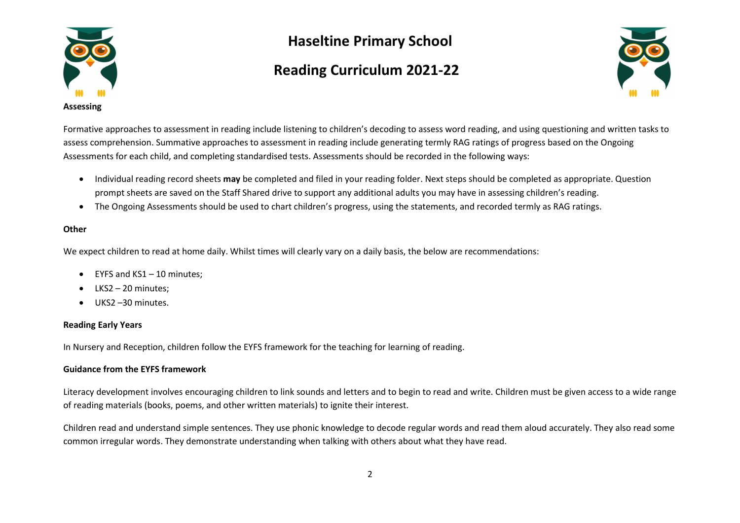# Haseltine Primary School

# Reading Curriculum 2021-22

**Assessing**

Formative approaches to assessment in reading include listening to children's decoding to assess word reading, and using questioning and written tasks to assess comprehension. Summative approaches to assessment in reading include generating termly RAG ratings of progress based on the Ongoing Assessments for each child, and completing standardised tests. Assessments should be recorded in the following ways:

- Individual reading record sheets **may** be completed and filed in your reading folder. Next steps should be completed as appropriate. Question prompt sheets are saved on the Staff Shared drive to support any additional adults you may have in assessing children's reading.
- The Ongoing Assessments should be used to chart children's progress, using the statements, and recorded termly as RAG ratings.

**Other**

We expect children to read at home daily. Whilst times will clearly vary on a daily basis, the below are recommendations:

- EYFS and KS1 – 10 minutes;
- LKS2 – 20 minutes;
- UKS2 –30 minutes.

**Reading Early Years**

In Nursery and Reception, children follow the EYFS framework for the teaching for learning of reading.

**Guidance from the EYFS framework**

Literacy development involves encouraging children to link sounds and letters and to begin to read and write. Children must be given access to a wide range of reading materials (books, poems, and other written materials) to ignite their interest.

Children read and understand simple sentences. They use phonic knowledge to decode regular words and read them aloud accurately. They also read some common irregular words. They demonstrate understanding when talking with others about what they have read.